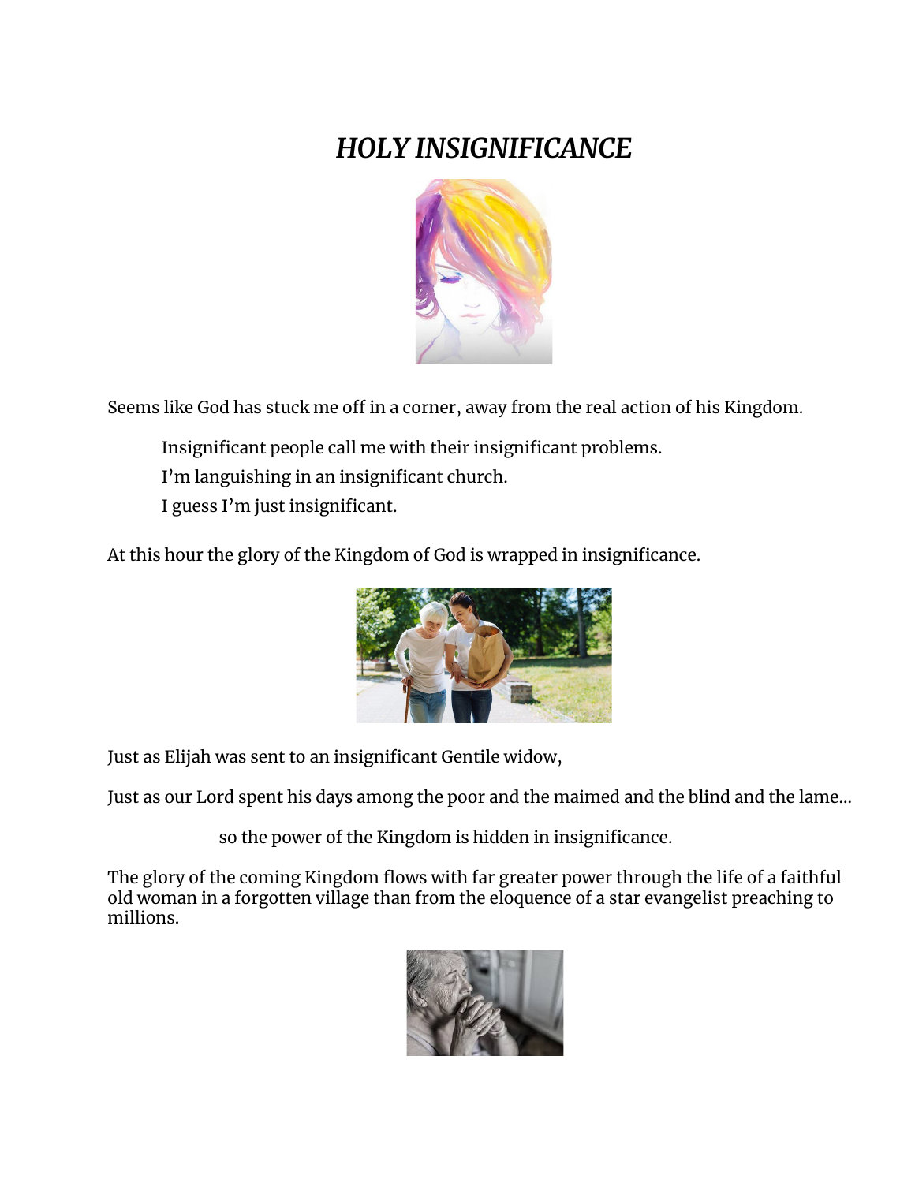# *HOLY INSIGNIFICANCE*

Seems like God has stuck me off in a corner, away from the real action of his Kingdom.

> Insignificant people call me with their insignificant problems.
> I'm languishing in an insignificant church.
> I guess I'm just insignificant.

At this hour the glory of the Kingdom of God is wrapped in insignificance.

Just as Elijah was sent to an insignificant Gentile widow,

Just as our Lord spent his days among the poor and the maimed and the blind and the lame...

> so the power of the Kingdom is hidden in insignificance.

The glory of the coming Kingdom flows with far greater power through the life of a faithful old woman in a forgotten village than from the eloquence of a star evangelist preaching to millions.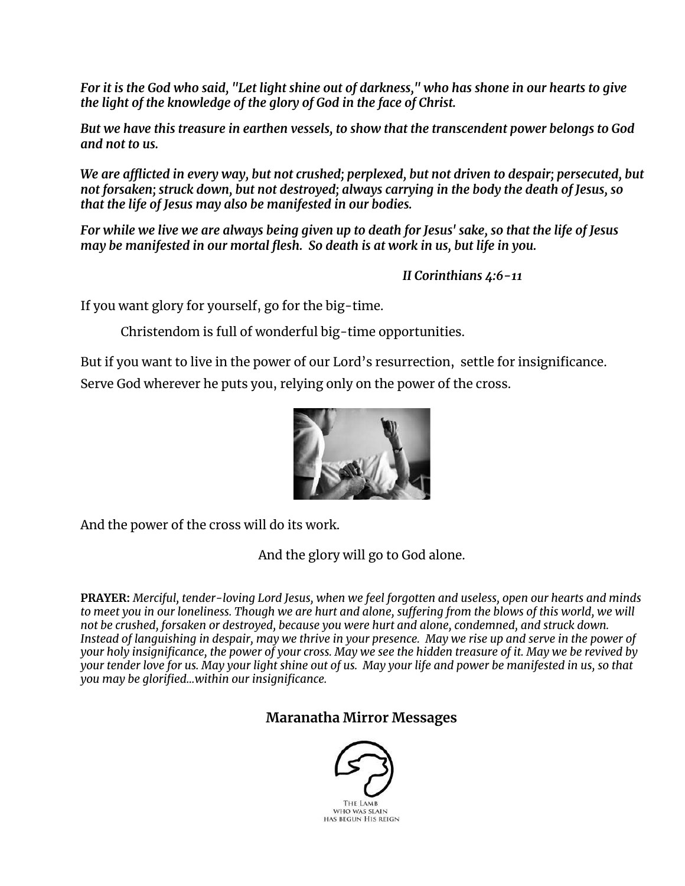***For it is the God who said, "Let light shine out of darkness," who has shone in our hearts to give the light of the knowledge of the glory of God in the face of Christ.***

***But we have this treasure in earthen vessels, to show that the transcendent power belongs to God and not to us.***

***We are afflicted in every way, but not crushed; perplexed, but not driven to despair; persecuted, but not forsaken; struck down, but not destroyed; always carrying in the body the death of Jesus, so that the life of Jesus may also be manifested in our bodies.***

***For while we live we are always being given up to death for Jesus' sake, so that the life of Jesus may be manifested in our mortal flesh. So death is at work in us, but life in you.***

***II Corinthians 4:6-11***

If you want glory for yourself, go for the big-time.

Christendom is full of wonderful big-time opportunities.

But if you want to live in the power of our Lord's resurrection, settle for insignificance.

Serve God wherever he puts you, relying only on the power of the cross.

And the power of the cross will do its work.

And the glory will go to God alone.

**PRAYER:** *Merciful, tender-loving Lord Jesus, when we feel forgotten and useless, open our hearts and minds to meet you in our loneliness. Though we are hurt and alone, suffering from the blows of this world, we will not be crushed, forsaken or destroyed, because you were hurt and alone, condemned, and struck down. Instead of languishing in despair, may we thrive in your presence. May we rise up and serve in the power of your holy insignificance, the power of your cross. May we see the hidden treasure of it. May we be revived by your tender love for us. May your light shine out of us. May your life and power be manifested in us, so that you may be glorified...within our insignificance.*

**Maranatha Mirror Messages**

THE LAMB WHO WAS SLAIN HAS BEGUN HIS REIGN